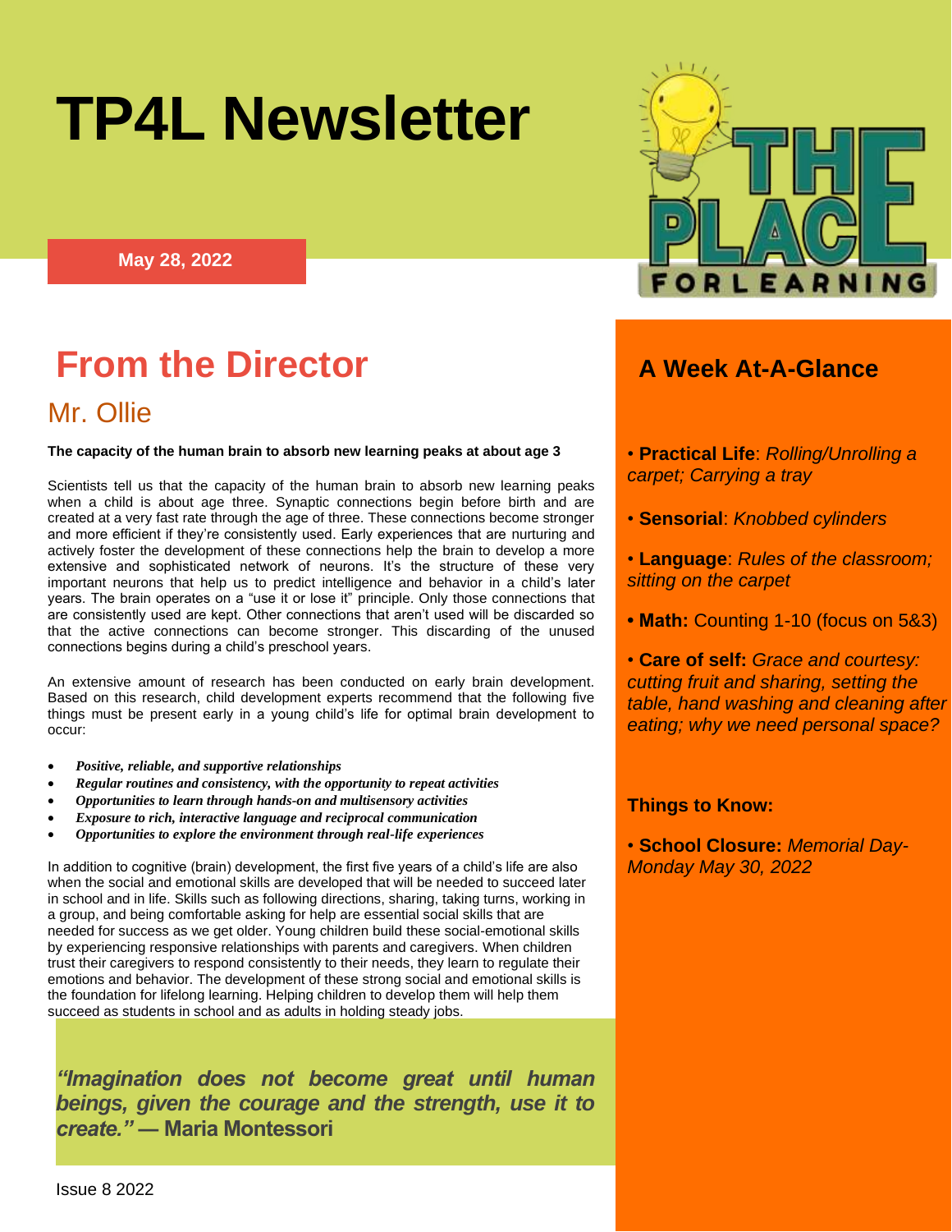# TP4L Newsletter

May 28, 2022

THE PLACE FOR LEARNING

## From the Director

### Mr. Ollie

**The capacity of the human brain to absorb new learning peaks at about age 3**

Scientists tell us that the capacity of the human brain to absorb new learning peaks when a child is about age three. Synaptic connections begin before birth and are created at a very fast rate through the age of three. These connections become stronger and more efficient if they're consistently used. Early experiences that are nurturing and actively foster the development of these connections help the brain to develop a more extensive and sophisticated network of neurons. It's the structure of these very important neurons that help us to predict intelligence and behavior in a child's later years. The brain operates on a "use it or lose it" principle. Only those connections that are consistently used are kept. Other connections that aren't used will be discarded so that the active connections can become stronger. This discarding of the unused connections begins during a child's preschool years.

An extensive amount of research has been conducted on early brain development. Based on this research, child development experts recommend that the following five things must be present early in a young child's life for optimal brain development to occur:

- ***Positive, reliable, and supportive relationships***
- ***Regular routines and consistency, with the opportunity to repeat activities***
- ***Opportunities to learn through hands-on and multisensory activities***
- ***Exposure to rich, interactive language and reciprocal communication***
- ***Opportunities to explore the environment through real-life experiences***

In addition to cognitive (brain) development, the first five years of a child's life are also when the social and emotional skills are developed that will be needed to succeed later in school and in life. Skills such as following directions, sharing, taking turns, working in a group, and being comfortable asking for help are essential social skills that are needed for success as we get older. Young children build these social-emotional skills by experiencing responsive relationships with parents and caregivers. When children trust their caregivers to respond consistently to their needs, they learn to regulate their emotions and behavior. The development of these strong social and emotional skills is the foundation for lifelong learning. Helping children to develop them will help them succeed as students in school and as adults in holding steady jobs.

***"Imagination does not become great until human beings, given the courage and the strength, use it to create."* — Maria Montessori**

Issue 8 2022

## A Week At-A-Glance

- **Practical Life**: *Rolling/Unrolling a carpet; Carrying a tray*
- **Sensorial**: *Knobbed cylinders*
- **Language**: *Rules of the classroom; sitting on the carpet*
- **Math:** Counting 1-10 (focus on 5&3)
- **Care of self:** *Grace and courtesy: cutting fruit and sharing, setting the table, hand washing and cleaning after eating; why we need personal space?*

### Things to Know:

- **School Closure:** *Memorial Day-Monday May 30, 2022*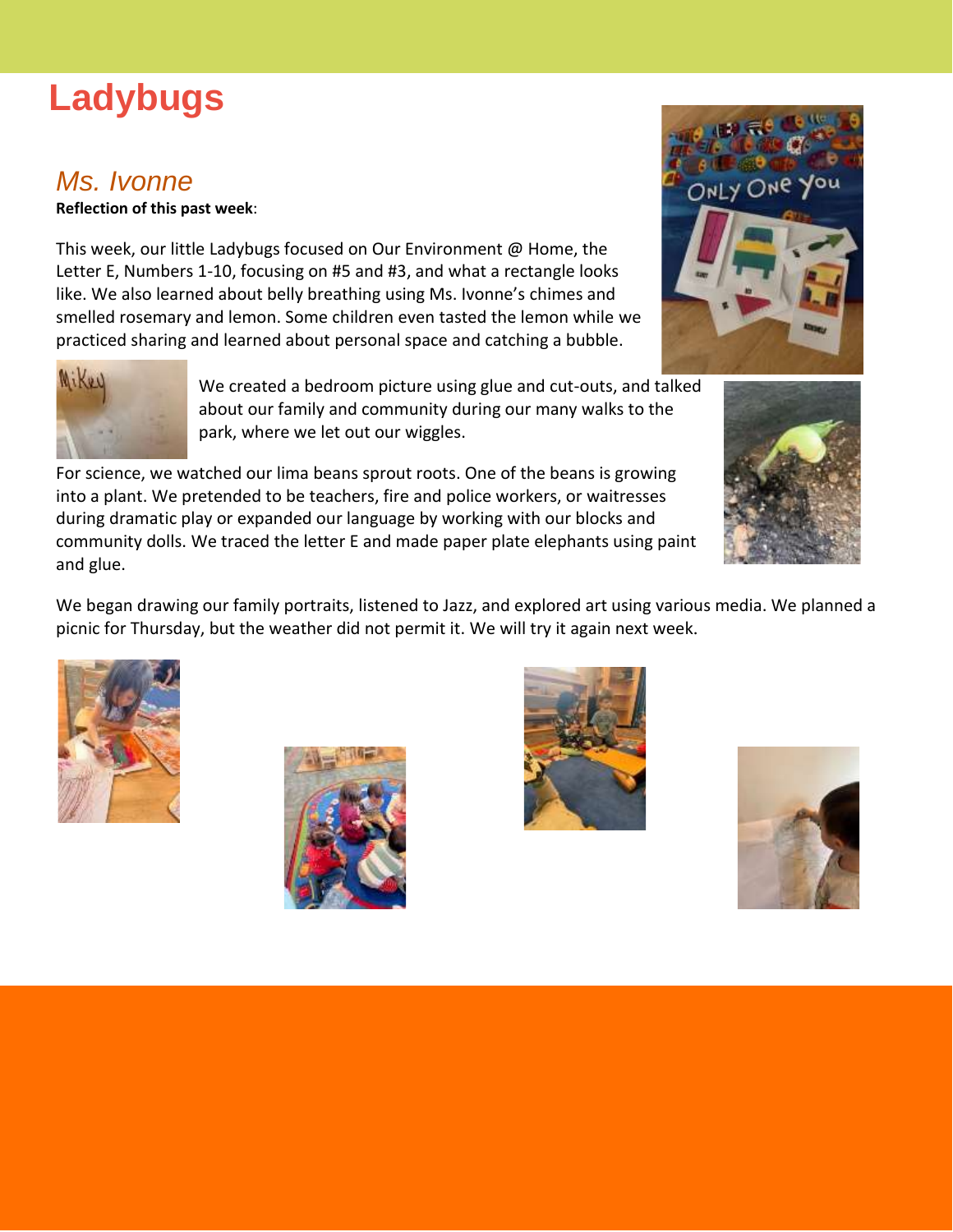# Ladybugs

## *Ms. Ivonne*

**Reflection of this past week**:

This week, our little Ladybugs focused on Our Environment @ Home, the Letter E, Numbers 1-10, focusing on #5 and #3, and what a rectangle looks like. We also learned about belly breathing using Ms. Ivonne's chimes and smelled rosemary and lemon. Some children even tasted the lemon while we practiced sharing and learned about personal space and catching a bubble.

We created a bedroom picture using glue and cut-outs, and talked about our family and community during our many walks to the park, where we let out our wiggles.

For science, we watched our lima beans sprout roots. One of the beans is growing into a plant. We pretended to be teachers, fire and police workers, or waitresses during dramatic play or expanded our language by working with our blocks and community dolls. We traced the letter E and made paper plate elephants using paint and glue.

We began drawing our family portraits, listened to Jazz, and explored art using various media. We planned a picnic for Thursday, but the weather did not permit it. We will try it again next week.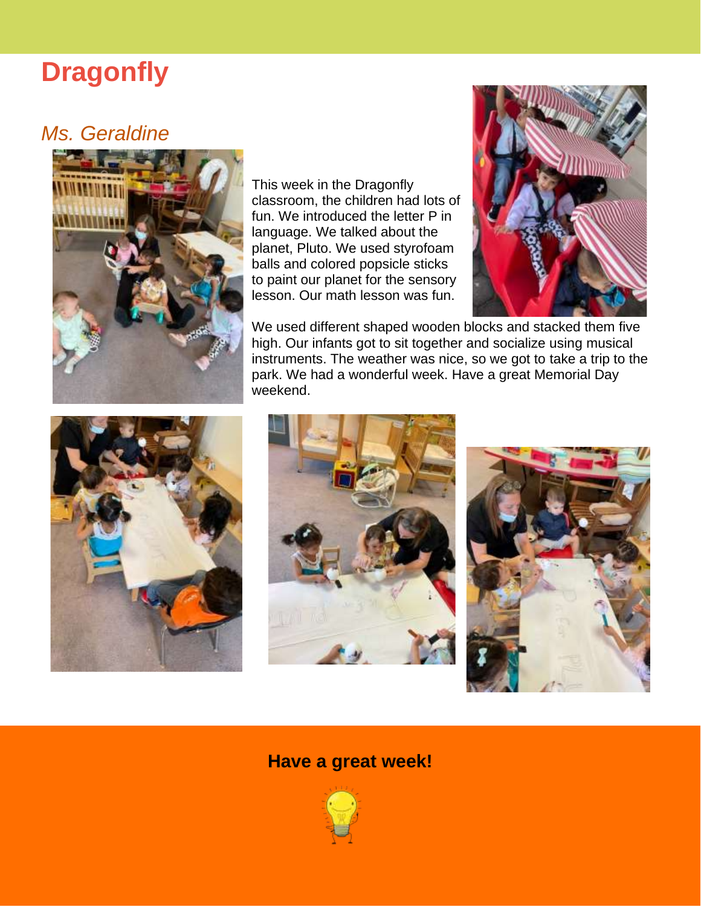# Dragonfly

## *Ms. Geraldine*

This week in the Dragonfly classroom, the children had lots of fun. We introduced the letter P in language. We talked about the planet, Pluto. We used styrofoam balls and colored popsicle sticks to paint our planet for the sensory lesson. Our math lesson was fun. We used different shaped wooden blocks and stacked them five high. Our infants got to sit together and socialize using musical instruments. The weather was nice, so we got to take a trip to the park. We had a wonderful week. Have a great Memorial Day weekend.

**Have a great week!**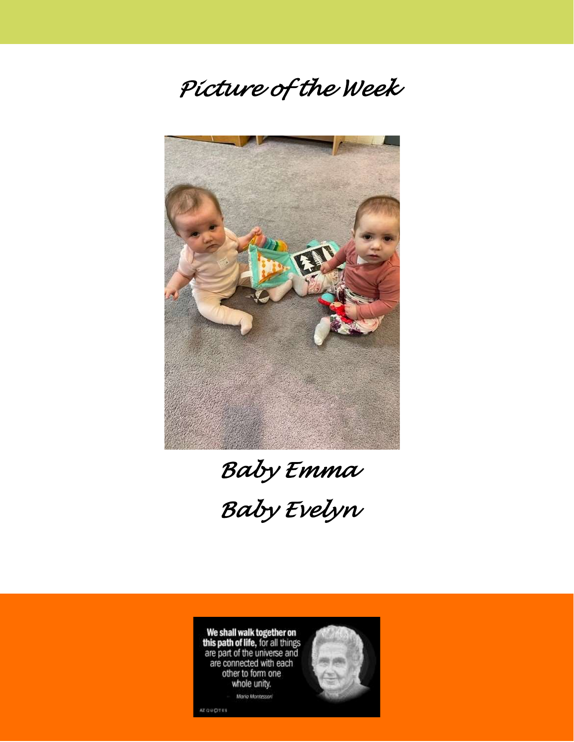# Picture of the Week

*Baby Emma*

*Baby Evelyn*

**We shall walk together on this path of life,** for all things are part of the universe and are connected with each other to form one whole unity.

— Maria Montessori